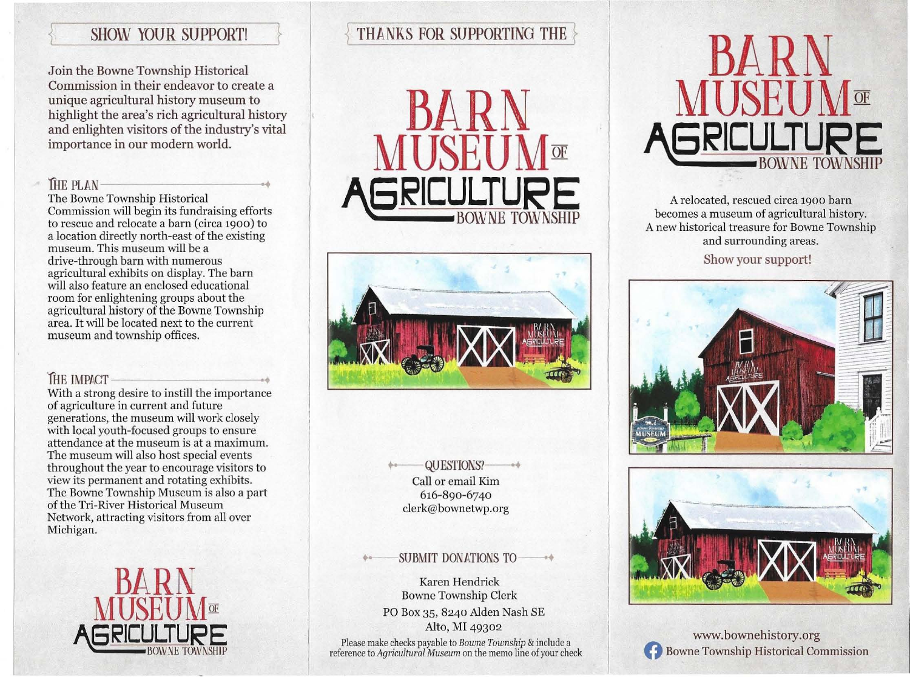## SHOW YOUR SUPPORT!

Join the Bowne Township Historical Commission in their endeavor to create a unique agricultural history museum to highlight the area's rich agricultural history and enlighten visitors of the industry's vital importance in our modern world.

### THE PLAN

The Bowne Township Historical Commission will begin its fundraising efforts to rescue and relocate a barn (circa 1900) to a location directly north-east of the existing museum. This museum will be a drive-through barn with numerous agricultural exhibits on display. The barn will also feature an enclosed educational room for enlightening groups about the agricultural history of the Bowne Township area. It will be located next to the current museum and township offices.

### THE IMPACT

With a strong desire to instill the importance of agriculture in current and future generations, the museum will work closely with local youth-focused groups to ensure attendance at the museum is at a maximum. The museum will also host special events throughout the year to encourage visitors to view its permanent and rotating exhibits. The Bowne Township Museum is also a part of the Tri-River Historical Museum Network, attracting visitors from all over Michigan.

BARN MUSEUM OF AGRICULTURE
BOWNE TOWNSHIP

## THANKS FOR SUPPORTING THE

# BARN MUSEUM OF AGRICULTURE
BOWNE TOWNSHIP

### QUESTIONS?

Call or email Kim
616-890-6740
clerk@bownetwp.org

### SUBMIT DONATIONS TO

Karen Hendrick
Bowne Township Clerk
PO Box 35, 8240 Alden Nash SE
Alto, MI 49302

Please make checks payable to *Bowne Township* & include a reference to *Agricultural Museum* on the memo line of your check

# BARN MUSEUM OF AGRICULTURE
BOWNE TOWNSHIP

A relocated, rescued circa 1900 barn becomes a museum of agricultural history. A new historical treasure for Bowne Township and surrounding areas.

Show your support!

www.bownehistory.org
Bowne Township Historical Commission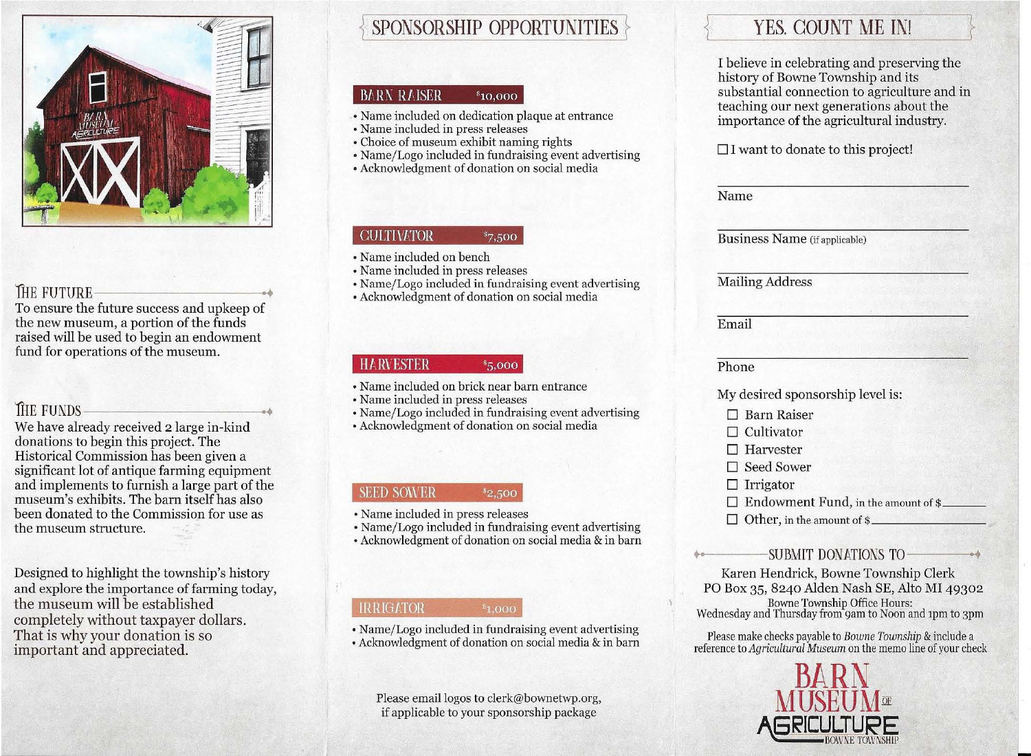## THE FUTURE

To ensure the future success and upkeep of the new museum, a portion of the funds raised will be used to begin an endowment fund for operations of the museum.

## THE FUNDS

We have already received 2 large in-kind donations to begin this project. The Historical Commission has been given a significant lot of antique farming equipment and implements to furnish a large part of the museum's exhibits. The barn itself has also been donated to the Commission for use as the museum structure.

Designed to highlight the township's history and explore the importance of farming today, the museum will be established completely without taxpayer dollars. That is why your donation is so important and appreciated.

# SPONSORSHIP OPPORTUNITIES

### BARN RAISER $10,000

- Name included on dedication plaque at entrance
- Name included in press releases
- Choice of museum exhibit naming rights
- Name/Logo included in fundraising event advertising
- Acknowledgment of donation on social media

### CULTIVATOR $7,500

- Name included on bench
- Name included in press releases
- Name/Logo included in fundraising event advertising
- Acknowledgment of donation on social media

### HARVESTER $5,000

- Name included on brick near barn entrance
- Name included in press releases
- Name/Logo included in fundraising event advertising
- Acknowledgment of donation on social media

### SEED SOWER $2,500

- Name included in press releases
- Name/Logo included in fundraising event advertising
- Acknowledgment of donation on social media & in barn

### IRRIGATOR $1,000

- Name/Logo included in fundraising event advertising
- Acknowledgment of donation on social media & in barn

Please email logos to clerk@bownetwp.org, if applicable to your sponsorship package

# YES, COUNT ME IN!

I believe in celebrating and preserving the history of Bowne Township and its substantial connection to agriculture and in teaching our next generations about the importance of the agricultural industry.

☐ I want to donate to this project!

Name ______________________

Business Name (if applicable) ______________________

Mailing Address ______________________

Email ______________________

Phone ______________________

My desired sponsorship level is:

- ☐ Barn Raiser
- ☐ Cultivator
- ☐ Harvester
- ☐ Seed Sower
- ☐ Irrigator
- ☐ Endowment Fund, in the amount of $______
- ☐ Other, in the amount of $______

## SUBMIT DONATIONS TO

Karen Hendrick, Bowne Township Clerk
PO Box 35, 8240 Alden Nash SE, Alto MI 49302
Bowne Township Office Hours:
Wednesday and Thursday from 9am to Noon and 1pm to 3pm

Please make checks payable to *Bowne Township* & include a reference to *Agricultural Museum* on the memo line of your check

BARN MUSEUM OF AGRICULTURE
BOWNE TOWNSHIP